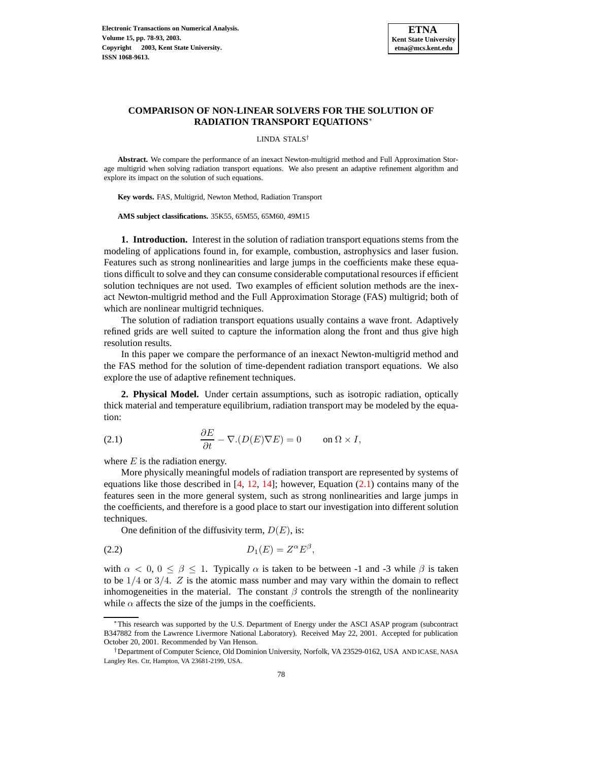# COMPARISON OF NON-LINEAR SOLVERS FOR THE SOLUTION OF RADIATION TRANSPORT EQUATIONS*

LINDA STALS†

**Abstract.** We compare the performance of an inexact Newton-multigrid method and Full Approximation Storage multigrid when solving radiation transport equations. We also present an adaptive refinement algorithm and explore its impact on the solution of such equations.

**Key words.** FAS, Multigrid, Newton Method, Radiation Transport

**AMS subject classifications.** 35K55, 65M55, 65M60, 49M15

## 1. Introduction.

Interest in the solution of radiation transport equations stems from the modeling of applications found in, for example, combustion, astrophysics and laser fusion. Features such as strong nonlinearities and large jumps in the coefficients make these equations difficult to solve and they can consume considerable computational resources if efficient solution techniques are not used. Two examples of efficient solution methods are the inexact Newton-multigrid method and the Full Approximation Storage (FAS) multigrid; both of which are nonlinear multigrid techniques.

The solution of radiation transport equations usually contains a wave front. Adaptively refined grids are well suited to capture the information along the front and thus give high resolution results.

In this paper we compare the performance of an inexact Newton-multigrid method and the FAS method for the solution of time-dependent radiation transport equations. We also explore the use of adaptive refinement techniques.

## 2. Physical Model.

Under certain assumptions, such as isotropic radiation, optically thick material and temperature equilibrium, radiation transport may be modeled by the equation:

$$\frac{\partial E}{\partial t} - \nabla.(D(E)\nabla E) = 0 \qquad \text{on } \Omega \times I, \tag{2.1}$$

where $E$ is the radiation energy.

More physically meaningful models of radiation transport are represented by systems of equations like those described in [4, 12, 14]; however, Equation (2.1) contains many of the features seen in the more general system, such as strong nonlinearities and large jumps in the coefficients, and therefore is a good place to start our investigation into different solution techniques.

One definition of the diffusivity term, $D(E)$, is:

$$D_1(E) = Z^{\alpha} E^{\beta}, \tag{2.2}$$

with $\alpha < 0$, $0 \leq \beta \leq 1$. Typically $\alpha$ is taken to be between -1 and -3 while $\beta$ is taken to be $1/4$ or $3/4$. $Z$ is the atomic mass number and may vary within the domain to reflect inhomogeneities in the material. The constant $\beta$ controls the strength of the nonlinearity while $\alpha$ affects the size of the jumps in the coefficients.

---

*This research was supported by the U.S. Department of Energy under the ASCI ASAP program (subcontract B347882 from the Lawrence Livermore National Laboratory). Received May 22, 2001. Accepted for publication October 20, 2001. Recommended by Van Henson.

†Department of Computer Science, Old Dominion University, Norfolk, VA 23529-0162, USA AND ICASE, NASA Langley Res. Ctr, Hampton, VA 23681-2199, USA.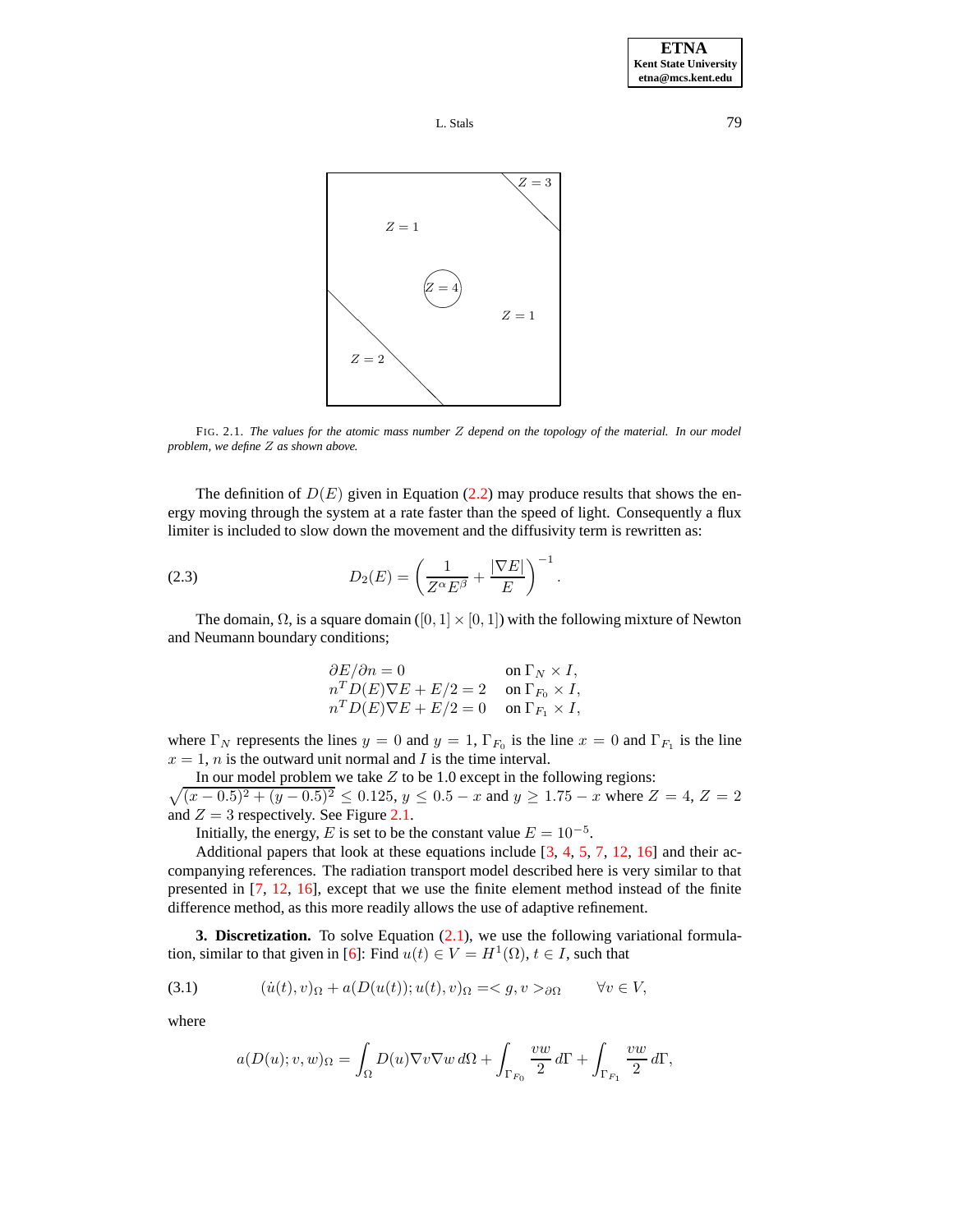FIG. 2.1. *The values for the atomic mass number $Z$ depend on the topology of the material. In our model problem, we define $Z$ as shown above.*

The definition of $D(E)$ given in Equation (2.2) may produce results that shows the energy moving through the system at a rate faster than the speed of light. Consequently a flux limiter is included to slow down the movement and the diffusivity term is rewritten as:

$$D_2(E) = \left( \frac{1}{Z^\alpha E^\beta} + \frac{|\nabla E|}{E} \right)^{-1}. \tag{2.3}$$

The domain, $\Omega$, is a square domain ($[0,1] \times [0,1]$) with the following mixture of Newton and Neumann boundary conditions;

$$\begin{array}{ll} \partial E / \partial n = 0 & \text{on } \Gamma_N \times I, \\ n^T D(E) \nabla E + E/2 = 2 & \text{on } \Gamma_{F_0} \times I, \\ n^T D(E) \nabla E + E/2 = 0 & \text{on } \Gamma_{F_1} \times I, \end{array}$$

where $\Gamma_N$ represents the lines $y = 0$ and $y = 1$, $\Gamma_{F_0}$ is the line $x = 0$ and $\Gamma_{F_1}$ is the line $x = 1$, $n$ is the outward unit normal and $I$ is the time interval.

In our model problem we take $Z$ to be 1.0 except in the following regions: $\sqrt{(x-0.5)^2 + (y-0.5)^2} \leq 0.125$, $y \leq 0.5 - x$ and $y \geq 1.75 - x$ where $Z = 4$, $Z = 2$ and $Z = 3$ respectively. See Figure 2.1.

Initially, the energy, $E$ is set to be the constant value $E = 10^{-5}$.

Additional papers that look at these equations include [3, 4, 5, 7, 12, 16] and their accompanying references. The radiation transport model described here is very similar to that presented in [7, 12, 16], except that we use the finite element method instead of the finite difference method, as this more readily allows the use of adaptive refinement.

**3. Discretization.** To solve Equation (2.1), we use the following variational formulation, similar to that given in [6]: Find $u(t) \in V = H^1(\Omega)$, $t \in I$, such that

$$(\dot{u}(t), v)_\Omega + a(D(u(t)); u(t), v)_\Omega = < g, v >_{\partial\Omega} \qquad \forall v \in V, \tag{3.1}$$

where

$$a(D(u); v, w)_\Omega = \int_\Omega D(u) \nabla v \nabla w \, d\Omega + \int_{\Gamma_{F_0}} \frac{vw}{2} \, d\Gamma + \int_{\Gamma_{F_1}} \frac{vw}{2} \, d\Gamma,$$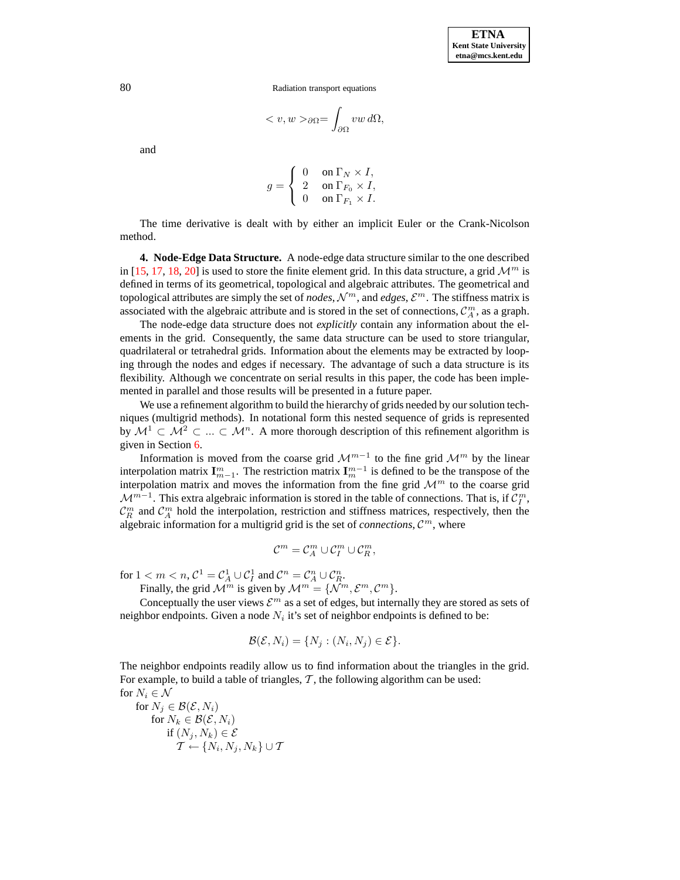$$< v, w >_{\partial\Omega} = \int_{\partial\Omega} vw \, d\Omega,$$

and

$$g = \begin{cases} 0 & \text{on } \Gamma_N \times I, \\ 2 & \text{on } \Gamma_{F_0} \times I, \\ 0 & \text{on } \Gamma_{F_1} \times I. \end{cases}$$

The time derivative is dealt with by either an implicit Euler or the Crank-Nicolson method.

**4. Node-Edge Data Structure.** A node-edge data structure similar to the one described in [15, 17, 18, 20] is used to store the finite element grid. In this data structure, a grid $\mathcal{M}^m$ is defined in terms of its geometrical, topological and algebraic attributes. The geometrical and topological attributes are simply the set of *nodes*, $\mathcal{N}^m$, and *edges*, $\mathcal{E}^m$. The stiffness matrix is associated with the algebraic attribute and is stored in the set of connections, $\mathcal{C}_A^m$, as a graph.

The node-edge data structure does not *explicitly* contain any information about the elements in the grid. Consequently, the same data structure can be used to store triangular, quadrilateral or tetrahedral grids. Information about the elements may be extracted by looping through the nodes and edges if necessary. The advantage of such a data structure is its flexibility. Although we concentrate on serial results in this paper, the code has been implemented in parallel and those results will be presented in a future paper.

We use a refinement algorithm to build the hierarchy of grids needed by our solution techniques (multigrid methods). In notational form this nested sequence of grids is represented by $\mathcal{M}^1 \subset \mathcal{M}^2 \subset \ldots \subset \mathcal{M}^n$. A more thorough description of this refinement algorithm is given in Section 6.

Information is moved from the coarse grid $\mathcal{M}^{m-1}$ to the fine grid $\mathcal{M}^m$ by the linear interpolation matrix $\mathbf{I}_{m-1}^m$. The restriction matrix $\mathbf{I}_m^{m-1}$ is defined to be the transpose of the interpolation matrix and moves the information from the fine grid $\mathcal{M}^m$ to the coarse grid $\mathcal{M}^{m-1}$. This extra algebraic information is stored in the table of connections. That is, if $\mathcal{C}_I^m$, $\mathcal{C}_R^m$ and $\mathcal{C}_A^m$ hold the interpolation, restriction and stiffness matrices, respectively, then the algebraic information for a multigrid grid is the set of *connections*, $\mathcal{C}^m$, where

$$\mathcal{C}^m = \mathcal{C}_A^m \cup \mathcal{C}_I^m \cup \mathcal{C}_R^m,$$

for $1 < m < n$, $\mathcal{C}^1 = \mathcal{C}_A^1 \cup \mathcal{C}_I^1$ and $\mathcal{C}^n = \mathcal{C}_A^n \cup \mathcal{C}_R^n$.

Finally, the grid $\mathcal{M}^m$ is given by $\mathcal{M}^m = \{\mathcal{N}^m, \mathcal{E}^m, \mathcal{C}^m\}$.

Conceptually the user views $\mathcal{E}^m$ as a set of edges, but internally they are stored as sets of neighbor endpoints. Given a node $N_i$ it's set of neighbor endpoints is defined to be:

$$\mathcal{B}(\mathcal{E}, N_i) = \{N_j : (N_i, N_j) \in \mathcal{E}\}.$$

The neighbor endpoints readily allow us to find information about the triangles in the grid. For example, to build a table of triangles, $\mathcal{T}$, the following algorithm can be used:

for $N_i \in \mathcal{N}$
&nbsp;&nbsp;&nbsp;&nbsp;for $N_j \in \mathcal{B}(\mathcal{E}, N_i)$
&nbsp;&nbsp;&nbsp;&nbsp;&nbsp;&nbsp;&nbsp;&nbsp;for $N_k \in \mathcal{B}(\mathcal{E}, N_i)$
&nbsp;&nbsp;&nbsp;&nbsp;&nbsp;&nbsp;&nbsp;&nbsp;&nbsp;&nbsp;&nbsp;&nbsp;if $(N_j, N_k) \in \mathcal{E}$
&nbsp;&nbsp;&nbsp;&nbsp;&nbsp;&nbsp;&nbsp;&nbsp;&nbsp;&nbsp;&nbsp;&nbsp;&nbsp;&nbsp;&nbsp;&nbsp;$\mathcal{T} \leftarrow \{N_i, N_j, N_k\} \cup \mathcal{T}$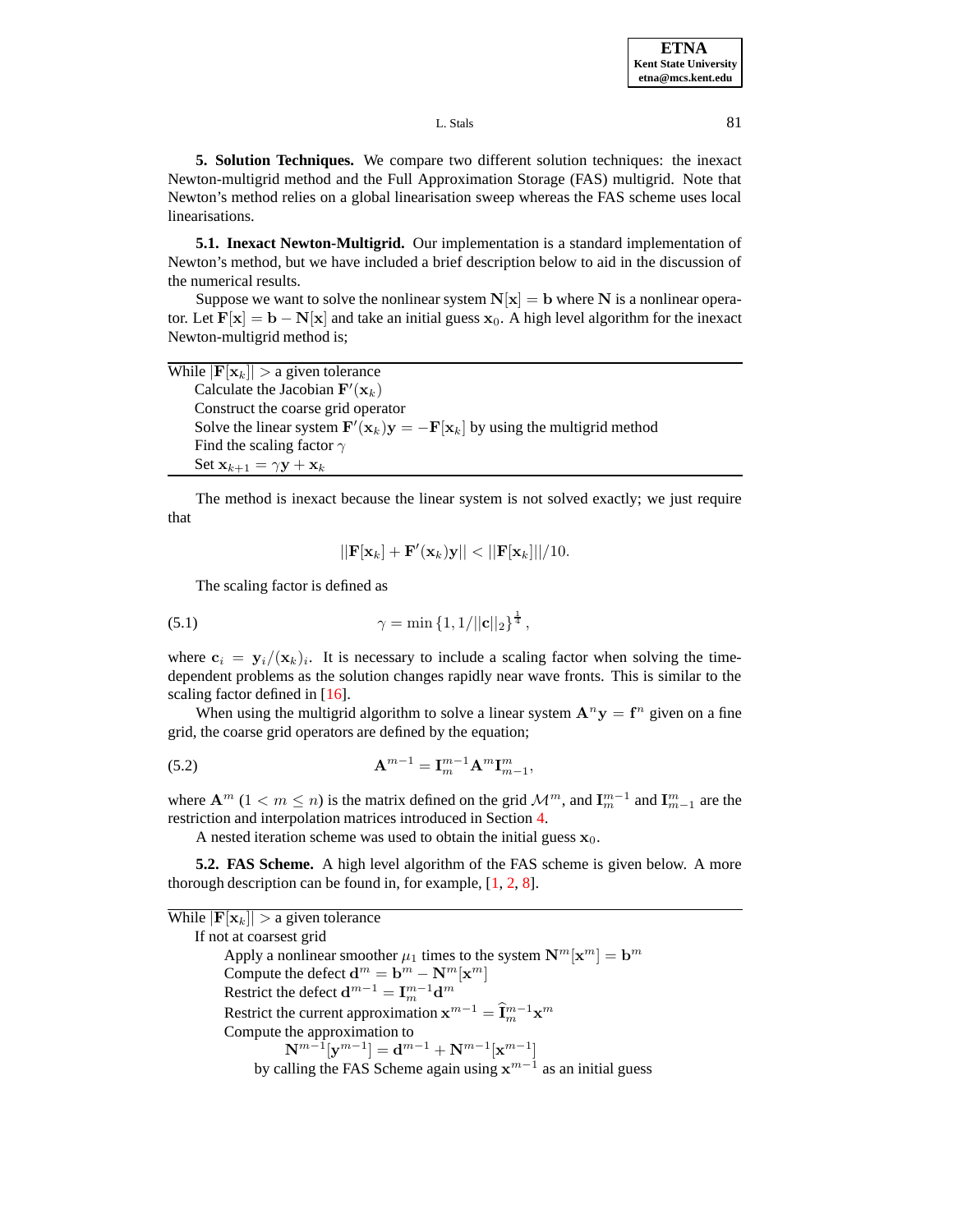**5. Solution Techniques.** We compare two different solution techniques: the inexact Newton-multigrid method and the Full Approximation Storage (FAS) multigrid. Note that Newton's method relies on a global linearisation sweep whereas the FAS scheme uses local linearisations.

**5.1. Inexact Newton-Multigrid.** Our implementation is a standard implementation of Newton's method, but we have included a brief description below to aid in the discussion of the numerical results.

Suppose we want to solve the nonlinear system $\mathbf{N}[\mathbf{x}] = \mathbf{b}$ where $\mathbf{N}$ is a nonlinear operator. Let $\mathbf{F}[\mathbf{x}] = \mathbf{b} - \mathbf{N}[\mathbf{x}]$ and take an initial guess $\mathbf{x}_0$. A high level algorithm for the inexact Newton-multigrid method is;

```
While |F[x_k]| > a given tolerance
    Calculate the Jacobian F'(x_k)
    Construct the coarse grid operator
    Solve the linear system F'(x_k)y = -F[x_k] by using the multigrid method
    Find the scaling factor γ
    Set x_{k+1} = γy + x_k
```

The method is inexact because the linear system is not solved exactly; we just require that

$$||\mathbf{F}[\mathbf{x}_k] + \mathbf{F}'(\mathbf{x}_k)\mathbf{y}|| < ||\mathbf{F}[\mathbf{x}_k]||/10.$$

The scaling factor is defined as

$$\gamma = \min\{1, 1/||\mathbf{c}||_2\}^{\frac{1}{4}}, \tag{5.1}$$

where $\mathbf{c}_i = \mathbf{y}_i/(\mathbf{x}_k)_i$. It is necessary to include a scaling factor when solving the time-dependent problems as the solution changes rapidly near wave fronts. This is similar to the scaling factor defined in [16].

When using the multigrid algorithm to solve a linear system $\mathbf{A}^n\mathbf{y} = \mathbf{f}^n$ given on a fine grid, the coarse grid operators are defined by the equation;

$$\mathbf{A}^{m-1} = \mathbf{I}_m^{m-1}\mathbf{A}^m\mathbf{I}_{m-1}^m, \tag{5.2}$$

where $\mathbf{A}^m$ ($1 < m \leq n$) is the matrix defined on the grid $\mathcal{M}^m$, and $\mathbf{I}_m^{m-1}$ and $\mathbf{I}_{m-1}^m$ are the restriction and interpolation matrices introduced in Section 4.

A nested iteration scheme was used to obtain the initial guess $\mathbf{x}_0$.

**5.2. FAS Scheme.** A high level algorithm of the FAS scheme is given below. A more thorough description can be found in, for example, [1, 2, 8].

```
While |F[x_k]| > a given tolerance
    If not at coarsest grid
        Apply a nonlinear smoother μ_1 times to the system N^m[x^m] = b^m
        Compute the defect d^m = b^m - N^m[x^m]
        Restrict the defect d^{m-1} = I_m^{m-1} d^m
        Restrict the current approximation x^{m-1} = Î_m^{m-1} x^m
        Compute the approximation to
                N^{m-1}[y^{m-1}] = d^{m-1} + N^{m-1}[x^{m-1}]
            by calling the FAS Scheme again using x^{m-1} as an initial guess
```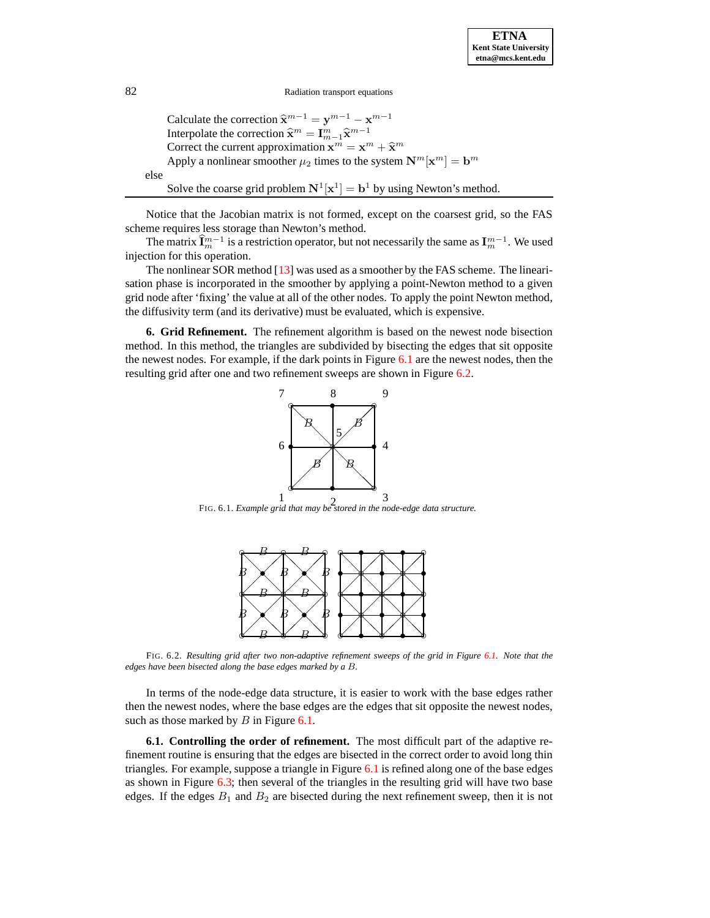Calculate the correction $\widehat{\mathbf{x}}^{m-1} = \mathbf{y}^{m-1} - \mathbf{x}^{m-1}$
Interpolate the correction $\widehat{\mathbf{x}}^{m} = \mathbf{I}_{m-1}^{m}\widehat{\mathbf{x}}^{m-1}$
Correct the current approximation $\mathbf{x}^{m} = \mathbf{x}^{m} + \widehat{\mathbf{x}}^{m}$
Apply a nonlinear smoother $\mu_2$ times to the system $\mathbf{N}^m[\mathbf{x}^m] = \mathbf{b}^m$

else

Solve the coarse grid problem $\mathbf{N}^1[\mathbf{x}^1] = \mathbf{b}^1$ by using Newton's method.

Notice that the Jacobian matrix is not formed, except on the coarsest grid, so the FAS scheme requires less storage than Newton's method.

The matrix $\widehat{\mathbf{I}}_m^{m-1}$ is a restriction operator, but not necessarily the same as $\mathbf{I}_m^{m-1}$. We used injection for this operation.

The nonlinear SOR method [13] was used as a smoother by the FAS scheme. The linearisation phase is incorporated in the smoother by applying a point-Newton method to a given grid node after 'fixing' the value at all of the other nodes. To apply the point Newton method, the diffusivity term (and its derivative) must be evaluated, which is expensive.

**6. Grid Refinement.** The refinement algorithm is based on the newest node bisection method. In this method, the triangles are subdivided by bisecting the edges that sit opposite the newest nodes. For example, if the dark points in Figure 6.1 are the newest nodes, then the resulting grid after one and two refinement sweeps are shown in Figure 6.2.

FIG. 6.1. *Example grid that may be stored in the node-edge data structure.*

FIG. 6.2. *Resulting grid after two non-adaptive refinement sweeps of the grid in Figure 6.1. Note that the edges have been bisected along the base edges marked by a $B$.*

In terms of the node-edge data structure, it is easier to work with the base edges rather then the newest nodes, where the base edges are the edges that sit opposite the newest nodes, such as those marked by $B$ in Figure 6.1.

**6.1. Controlling the order of refinement.** The most difficult part of the adaptive refinement routine is ensuring that the edges are bisected in the correct order to avoid long thin triangles. For example, suppose a triangle in Figure 6.1 is refined along one of the base edges as shown in Figure 6.3; then several of the triangles in the resulting grid will have two base edges. If the edges $B_1$ and $B_2$ are bisected during the next refinement sweep, then it is not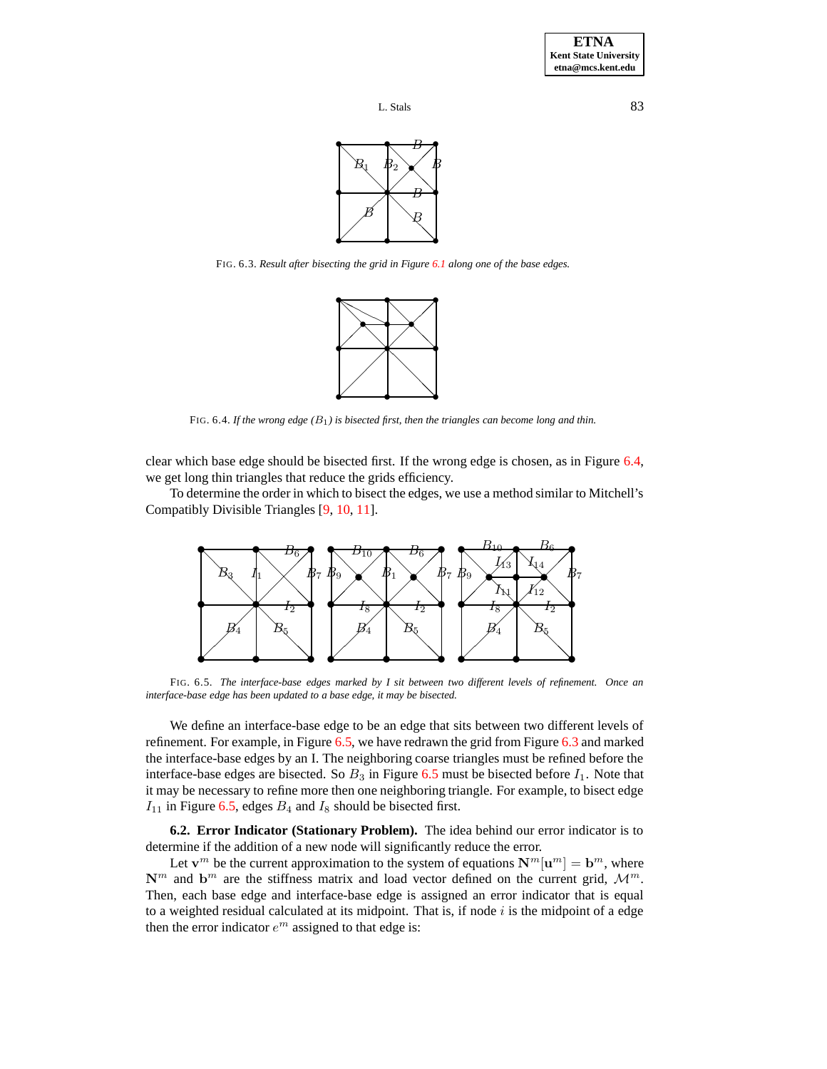FIG. 6.3. *Result after bisecting the grid in Figure 6.1 along one of the base edges.*

FIG. 6.4. *If the wrong edge ($B_1$) is bisected first, then the triangles can become long and thin.*

clear which base edge should be bisected first. If the wrong edge is chosen, as in Figure 6.4, we get long thin triangles that reduce the grids efficiency.

To determine the order in which to bisect the edges, we use a method similar to Mitchell's Compatibly Divisible Triangles [9, 10, 11].

FIG. 6.5. *The interface-base edges marked by I sit between two different levels of refinement. Once an interface-base edge has been updated to a base edge, it may be bisected.*

We define an interface-base edge to be an edge that sits between two different levels of refinement. For example, in Figure 6.5, we have redrawn the grid from Figure 6.3 and marked the interface-base edges by an I. The neighboring coarse triangles must be refined before the interface-base edges are bisected. So $B_3$ in Figure 6.5 must be bisected before $I_1$. Note that it may be necessary to refine more then one neighboring triangle. For example, to bisect edge $I_{11}$ in Figure 6.5, edges $B_4$ and $I_8$ should be bisected first.

**6.2. Error Indicator (Stationary Problem).** The idea behind our error indicator is to determine if the addition of a new node will significantly reduce the error.

Let $\mathbf{v}^m$ be the current approximation to the system of equations $\mathbf{N}^m[\mathbf{u}^m] = \mathbf{b}^m$, where $\mathbf{N}^m$ and $\mathbf{b}^m$ are the stiffness matrix and load vector defined on the current grid, $\mathcal{M}^m$. Then, each base edge and interface-base edge is assigned an error indicator that is equal to a weighted residual calculated at its midpoint. That is, if node $i$ is the midpoint of a edge then the error indicator $e^m$ assigned to that edge is: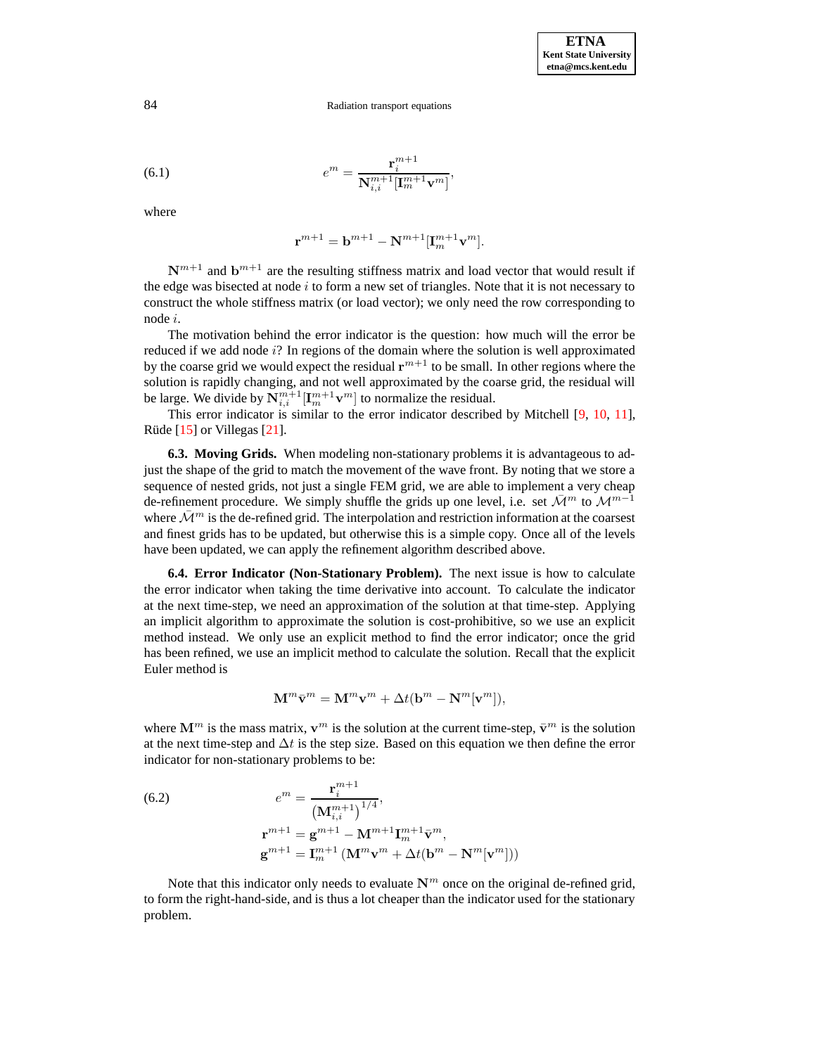$$e^m = \frac{\mathbf{r}_i^{m+1}}{\mathbf{N}_{i,i}^{m+1}[\mathbf{I}_m^{m+1}\mathbf{v}^m]}, \tag{6.1}$$

where

$$\mathbf{r}^{m+1} = \mathbf{b}^{m+1} - \mathbf{N}^{m+1}[\mathbf{I}_m^{m+1}\mathbf{v}^m].$$

$\mathbf{N}^{m+1}$ and $\mathbf{b}^{m+1}$ are the resulting stiffness matrix and load vector that would result if the edge was bisected at node $i$ to form a new set of triangles. Note that it is not necessary to construct the whole stiffness matrix (or load vector); we only need the row corresponding to node $i$.

The motivation behind the error indicator is the question: how much will the error be reduced if we add node $i$? In regions of the domain where the solution is well approximated by the coarse grid we would expect the residual $\mathbf{r}^{m+1}$ to be small. In other regions where the solution is rapidly changing, and not well approximated by the coarse grid, the residual will be large. We divide by $\mathbf{N}_{i,i}^{m+1}[\mathbf{I}_m^{m+1}\mathbf{v}^m]$ to normalize the residual.

This error indicator is similar to the error indicator described by Mitchell [9, 10, 11], Rüde [15] or Villegas [21].

**6.3. Moving Grids.** When modeling non-stationary problems it is advantageous to adjust the shape of the grid to match the movement of the wave front. By noting that we store a sequence of nested grids, not just a single FEM grid, we are able to implement a very cheap de-refinement procedure. We simply shuffle the grids up one level, i.e. set $\bar{\mathcal{M}}^m$ to $\mathcal{M}^{m-1}$ where $\bar{\mathcal{M}}^m$ is the de-refined grid. The interpolation and restriction information at the coarsest and finest grids has to be updated, but otherwise this is a simple copy. Once all of the levels have been updated, we can apply the refinement algorithm described above.

**6.4. Error Indicator (Non-Stationary Problem).** The next issue is how to calculate the error indicator when taking the time derivative into account. To calculate the indicator at the next time-step, we need an approximation of the solution at that time-step. Applying an implicit algorithm to approximate the solution is cost-prohibitive, so we use an explicit method instead. We only use an explicit method to find the error indicator; once the grid has been refined, we use an implicit method to calculate the solution. Recall that the explicit Euler method is

$$\mathbf{M}^m\bar{\mathbf{v}}^m = \mathbf{M}^m\mathbf{v}^m + \Delta t(\mathbf{b}^m - \mathbf{N}^m[\mathbf{v}^m]),$$

where $\mathbf{M}^m$ is the mass matrix, $\mathbf{v}^m$ is the solution at the current time-step, $\bar{\mathbf{v}}^m$ is the solution at the next time-step and $\Delta t$ is the step size. Based on this equation we then define the error indicator for non-stationary problems to be:

$$\begin{aligned} e^m &= \frac{\mathbf{r}_i^{m+1}}{\left(\mathbf{M}_{i,i}^{m+1}\right)^{1/4}}, \\ \mathbf{r}^{m+1} &= \mathbf{g}^{m+1} - \mathbf{M}^{m+1}\mathbf{I}_m^{m+1}\bar{\mathbf{v}}^m, \\ \mathbf{g}^{m+1} &= \mathbf{I}_m^{m+1}\left(\mathbf{M}^m\mathbf{v}^m + \Delta t(\mathbf{b}^m - \mathbf{N}^m[\mathbf{v}^m])\right) \end{aligned} \tag{6.2}$$

Note that this indicator only needs to evaluate $\mathbf{N}^m$ once on the original de-refined grid, to form the right-hand-side, and is thus a lot cheaper than the indicator used for the stationary problem.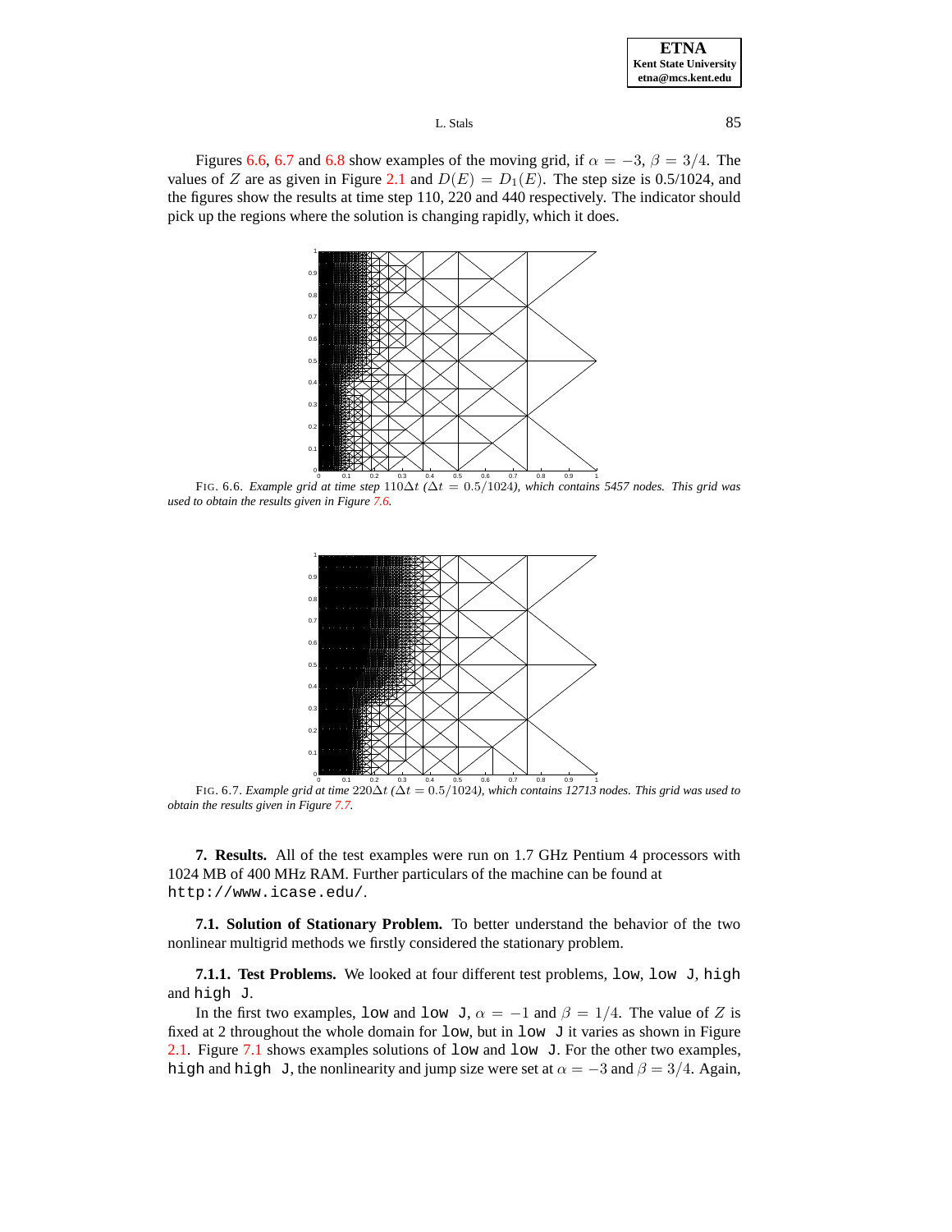Figures 6.6, 6.7 and 6.8 show examples of the moving grid, if $\alpha = -3$, $\beta = 3/4$. The values of $Z$ are as given in Figure 2.1 and $D(E) = D_1(E)$. The step size is 0.5/1024, and the figures show the results at time step 110, 220 and 440 respectively. The indicator should pick up the regions where the solution is changing rapidly, which it does.

FIG. 6.6. *Example grid at time step $110\Delta t$ ($\Delta t = 0.5/1024$), which contains 5457 nodes. This grid was used to obtain the results given in Figure 7.6.*

FIG. 6.7. *Example grid at time $220\Delta t$ ($\Delta t = 0.5/1024$), which contains 12713 nodes. This grid was used to obtain the results given in Figure 7.7.*

**7. Results.** All of the test examples were run on 1.7 GHz Pentium 4 processors with 1024 MB of 400 MHz RAM. Further particulars of the machine can be found at `http://www.icase.edu/`.

**7.1. Solution of Stationary Problem.** To better understand the behavior of the two nonlinear multigrid methods we firstly considered the stationary problem.

**7.1.1. Test Problems.** We looked at four different test problems, `low`, `low J`, `high` and `high J`.

In the first two examples, `low` and `low J`, $\alpha = -1$ and $\beta = 1/4$. The value of $Z$ is fixed at 2 throughout the whole domain for `low`, but in `low J` it varies as shown in Figure 2.1. Figure 7.1 shows examples solutions of `low` and `low J`. For the other two examples, `high` and `high J`, the nonlinearity and jump size were set at $\alpha = -3$ and $\beta = 3/4$. Again,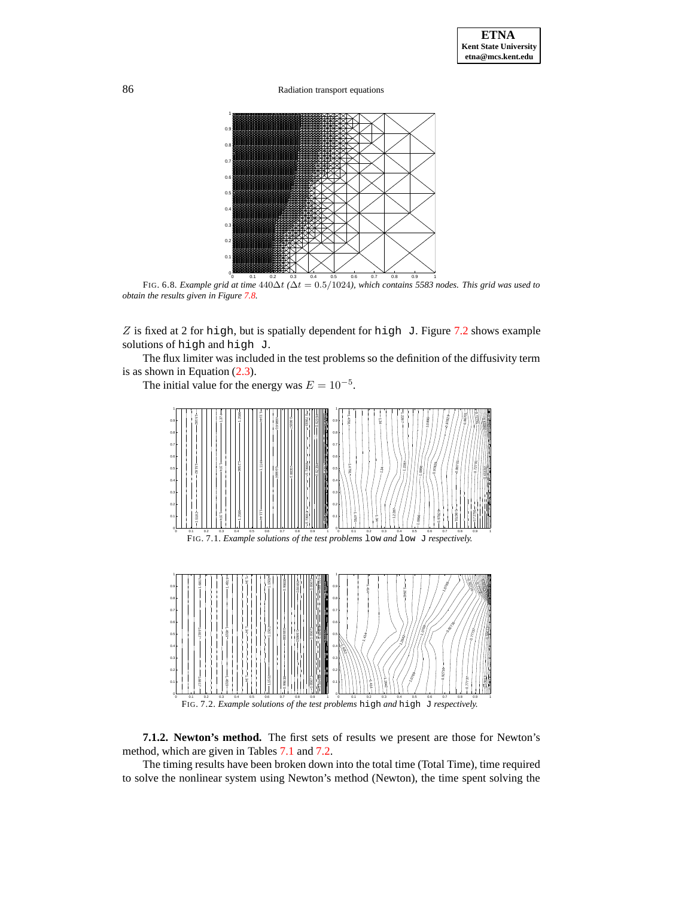FIG. 6.8. *Example grid at time $440\Delta t$ ($\Delta t = 0.5/1024$), which contains 5583 nodes. This grid was used to obtain the results given in Figure 7.8.*

$Z$ is fixed at 2 for `high`, but is spatially dependent for `high J`. Figure 7.2 shows example solutions of `high` and `high J`.

The flux limiter was included in the test problems so the definition of the diffusivity term is as shown in Equation (2.3).

The initial value for the energy was $E = 10^{-5}$.

FIG. 7.1. *Example solutions of the test problems* `low` *and* `low J` *respectively.*

FIG. 7.2. *Example solutions of the test problems* `high` *and* `high J` *respectively.*

**7.1.2. Newton's method.** The first sets of results we present are those for Newton's method, which are given in Tables 7.1 and 7.2.

The timing results have been broken down into the total time (Total Time), time required to solve the nonlinear system using Newton's method (Newton), the time spent solving the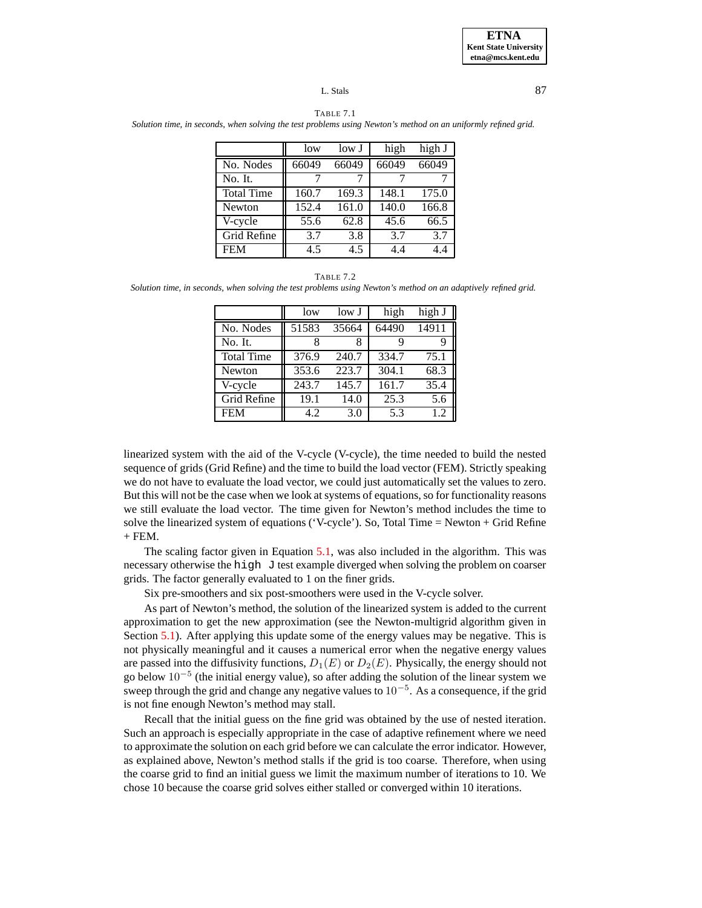TABLE 7.1

*Solution time, in seconds, when solving the test problems using Newton's method on an uniformly refined grid.*

| | low | low J | high | high J |
|---|---|---|---|---|
| No. Nodes | 66049 | 66049 | 66049 | 66049 |
| No. It. | 7 | 7 | 7 | 7 |
| Total Time | 160.7 | 169.3 | 148.1 | 175.0 |
| Newton | 152.4 | 161.0 | 140.0 | 166.8 |
| V-cycle | 55.6 | 62.8 | 45.6 | 66.5 |
| Grid Refine | 3.7 | 3.8 | 3.7 | 3.7 |
| FEM | 4.5 | 4.5 | 4.4 | 4.4 |

TABLE 7.2

*Solution time, in seconds, when solving the test problems using Newton's method on an adaptively refined grid.*

| | low | low J | high | high J |
|---|---|---|---|---|
| No. Nodes | 51583 | 35664 | 64490 | 14911 |
| No. It. | 8 | 8 | 9 | 9 |
| Total Time | 376.9 | 240.7 | 334.7 | 75.1 |
| Newton | 353.6 | 223.7 | 304.1 | 68.3 |
| V-cycle | 243.7 | 145.7 | 161.7 | 35.4 |
| Grid Refine | 19.1 | 14.0 | 25.3 | 5.6 |
| FEM | 4.2 | 3.0 | 5.3 | 1.2 |

linearized system with the aid of the V-cycle (V-cycle), the time needed to build the nested sequence of grids (Grid Refine) and the time to build the load vector (FEM). Strictly speaking we do not have to evaluate the load vector, we could just automatically set the values to zero. But this will not be the case when we look at systems of equations, so for functionality reasons we still evaluate the load vector. The time given for Newton's method includes the time to solve the linearized system of equations ('V-cycle'). So, Total Time = Newton + Grid Refine + FEM.

The scaling factor given in Equation 5.1, was also included in the algorithm. This was necessary otherwise the `high J` test example diverged when solving the problem on coarser grids. The factor generally evaluated to 1 on the finer grids.

Six pre-smoothers and six post-smoothers were used in the V-cycle solver.

As part of Newton's method, the solution of the linearized system is added to the current approximation to get the new approximation (see the Newton-multigrid algorithm given in Section 5.1). After applying this update some of the energy values may be negative. This is not physically meaningful and it causes a numerical error when the negative energy values are passed into the diffusivity functions, $D_1(E)$ or $D_2(E)$. Physically, the energy should not go below $10^{-5}$ (the initial energy value), so after adding the solution of the linear system we sweep through the grid and change any negative values to $10^{-5}$. As a consequence, if the grid is not fine enough Newton's method may stall.

Recall that the initial guess on the fine grid was obtained by the use of nested iteration. Such an approach is especially appropriate in the case of adaptive refinement where we need to approximate the solution on each grid before we can calculate the error indicator. However, as explained above, Newton's method stalls if the grid is too coarse. Therefore, when using the coarse grid to find an initial guess we limit the maximum number of iterations to 10. We chose 10 because the coarse grid solves either stalled or converged within 10 iterations.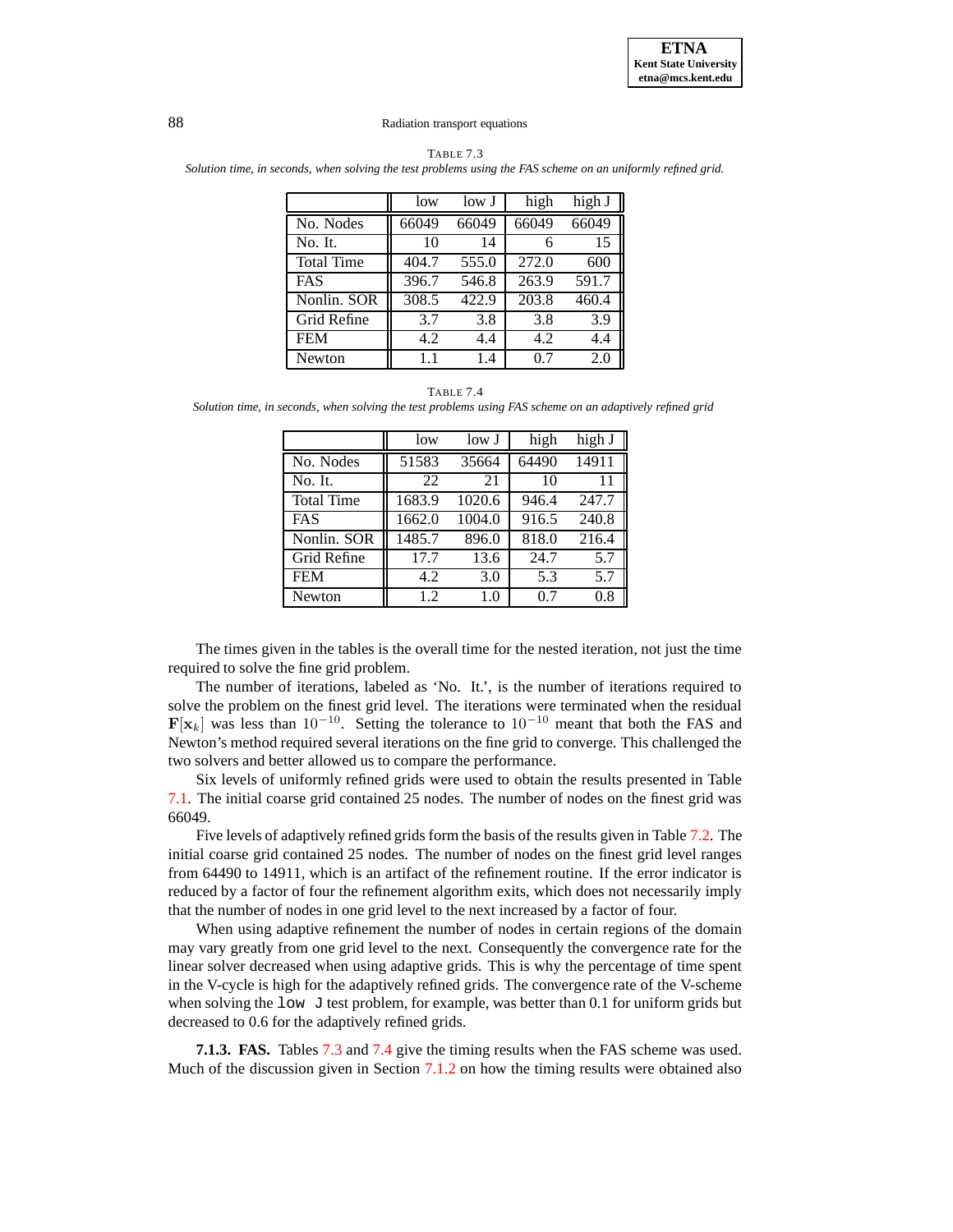TABLE 7.3

*Solution time, in seconds, when solving the test problems using the FAS scheme on an uniformly refined grid.*

| | low | low J | high | high J |
|---|---|---|---|---|
| No. Nodes | 66049 | 66049 | 66049 | 66049 |
| No. It. | 10 | 14 | 6 | 15 |
| Total Time | 404.7 | 555.0 | 272.0 | 600 |
| FAS | 396.7 | 546.8 | 263.9 | 591.7 |
| Nonlin. SOR | 308.5 | 422.9 | 203.8 | 460.4 |
| Grid Refine | 3.7 | 3.8 | 3.8 | 3.9 |
| FEM | 4.2 | 4.4 | 4.2 | 4.4 |
| Newton | 1.1 | 1.4 | 0.7 | 2.0 |

TABLE 7.4

*Solution time, in seconds, when solving the test problems using FAS scheme on an adaptively refined grid*

| | low | low J | high | high J |
|---|---|---|---|---|
| No. Nodes | 51583 | 35664 | 64490 | 14911 |
| No. It. | 22 | 21 | 10 | 11 |
| Total Time | 1683.9 | 1020.6 | 946.4 | 247.7 |
| FAS | 1662.0 | 1004.0 | 916.5 | 240.8 |
| Nonlin. SOR | 1485.7 | 896.0 | 818.0 | 216.4 |
| Grid Refine | 17.7 | 13.6 | 24.7 | 5.7 |
| FEM | 4.2 | 3.0 | 5.3 | 5.7 |
| Newton | 1.2 | 1.0 | 0.7 | 0.8 |

The times given in the tables is the overall time for the nested iteration, not just the time required to solve the fine grid problem.

The number of iterations, labeled as 'No. It.', is the number of iterations required to solve the problem on the finest grid level. The iterations were terminated when the residual $\mathbf{F}[\mathbf{x}_k]$ was less than $10^{-10}$. Setting the tolerance to $10^{-10}$ meant that both the FAS and Newton's method required several iterations on the fine grid to converge. This challenged the two solvers and better allowed us to compare the performance.

Six levels of uniformly refined grids were used to obtain the results presented in Table 7.1. The initial coarse grid contained 25 nodes. The number of nodes on the finest grid was 66049.

Five levels of adaptively refined grids form the basis of the results given in Table 7.2. The initial coarse grid contained 25 nodes. The number of nodes on the finest grid level ranges from 64490 to 14911, which is an artifact of the refinement routine. If the error indicator is reduced by a factor of four the refinement algorithm exits, which does not necessarily imply that the number of nodes in one grid level to the next increased by a factor of four.

When using adaptive refinement the number of nodes in certain regions of the domain may vary greatly from one grid level to the next. Consequently the convergence rate for the linear solver decreased when using adaptive grids. This is why the percentage of time spent in the V-cycle is high for the adaptively refined grids. The convergence rate of the V-scheme when solving the `low J` test problem, for example, was better than 0.1 for uniform grids but decreased to 0.6 for the adaptively refined grids.

**7.1.3. FAS.** Tables 7.3 and 7.4 give the timing results when the FAS scheme was used. Much of the discussion given in Section 7.1.2 on how the timing results were obtained also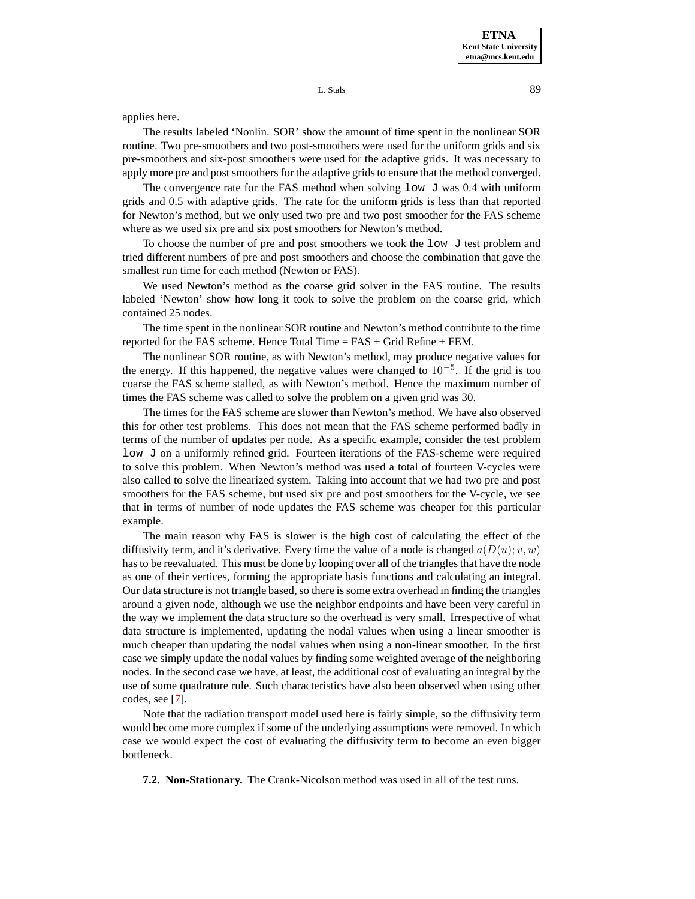applies here.

The results labeled 'Nonlin. SOR' show the amount of time spent in the nonlinear SOR routine. Two pre-smoothers and two post-smoothers were used for the uniform grids and six pre-smoothers and six-post smoothers were used for the adaptive grids. It was necessary to apply more pre and post smoothers for the adaptive grids to ensure that the method converged.

The convergence rate for the FAS method when solving `low J` was 0.4 with uniform grids and 0.5 with adaptive grids. The rate for the uniform grids is less than that reported for Newton's method, but we only used two pre and two post smoother for the FAS scheme where as we used six pre and six post smoothers for Newton's method.

To choose the number of pre and post smoothers we took the `low J` test problem and tried different numbers of pre and post smoothers and choose the combination that gave the smallest run time for each method (Newton or FAS).

We used Newton's method as the coarse grid solver in the FAS routine. The results labeled 'Newton' show how long it took to solve the problem on the coarse grid, which contained 25 nodes.

The time spent in the nonlinear SOR routine and Newton's method contribute to the time reported for the FAS scheme. Hence Total Time = FAS + Grid Refine + FEM.

The nonlinear SOR routine, as with Newton's method, may produce negative values for the energy. If this happened, the negative values were changed to $10^{-5}$. If the grid is too coarse the FAS scheme stalled, as with Newton's method. Hence the maximum number of times the FAS scheme was called to solve the problem on a given grid was 30.

The times for the FAS scheme are slower than Newton's method. We have also observed this for other test problems. This does not mean that the FAS scheme performed badly in terms of the number of updates per node. As a specific example, consider the test problem `low J` on a uniformly refined grid. Fourteen iterations of the FAS-scheme were required to solve this problem. When Newton's method was used a total of fourteen V-cycles were also called to solve the linearized system. Taking into account that we had two pre and post smoothers for the FAS scheme, but used six pre and post smoothers for the V-cycle, we see that in terms of number of node updates the FAS scheme was cheaper for this particular example.

The main reason why FAS is slower is the high cost of calculating the effect of the diffusivity term, and it's derivative. Every time the value of a node is changed $a(D(u); v, w)$ has to be reevaluated. This must be done by looping over all of the triangles that have the node as one of their vertices, forming the appropriate basis functions and calculating an integral. Our data structure is not triangle based, so there is some extra overhead in finding the triangles around a given node, although we use the neighbor endpoints and have been very careful in the way we implement the data structure so the overhead is very small. Irrespective of what data structure is implemented, updating the nodal values when using a linear smoother is much cheaper than updating the nodal values when using a non-linear smoother. In the first case we simply update the nodal values by finding some weighted average of the neighboring nodes. In the second case we have, at least, the additional cost of evaluating an integral by the use of some quadrature rule. Such characteristics have also been observed when using other codes, see [7].

Note that the radiation transport model used here is fairly simple, so the diffusivity term would become more complex if some of the underlying assumptions were removed. In which case we would expect the cost of evaluating the diffusivity term to become an even bigger bottleneck.

**7.2. Non-Stationary.** The Crank-Nicolson method was used in all of the test runs.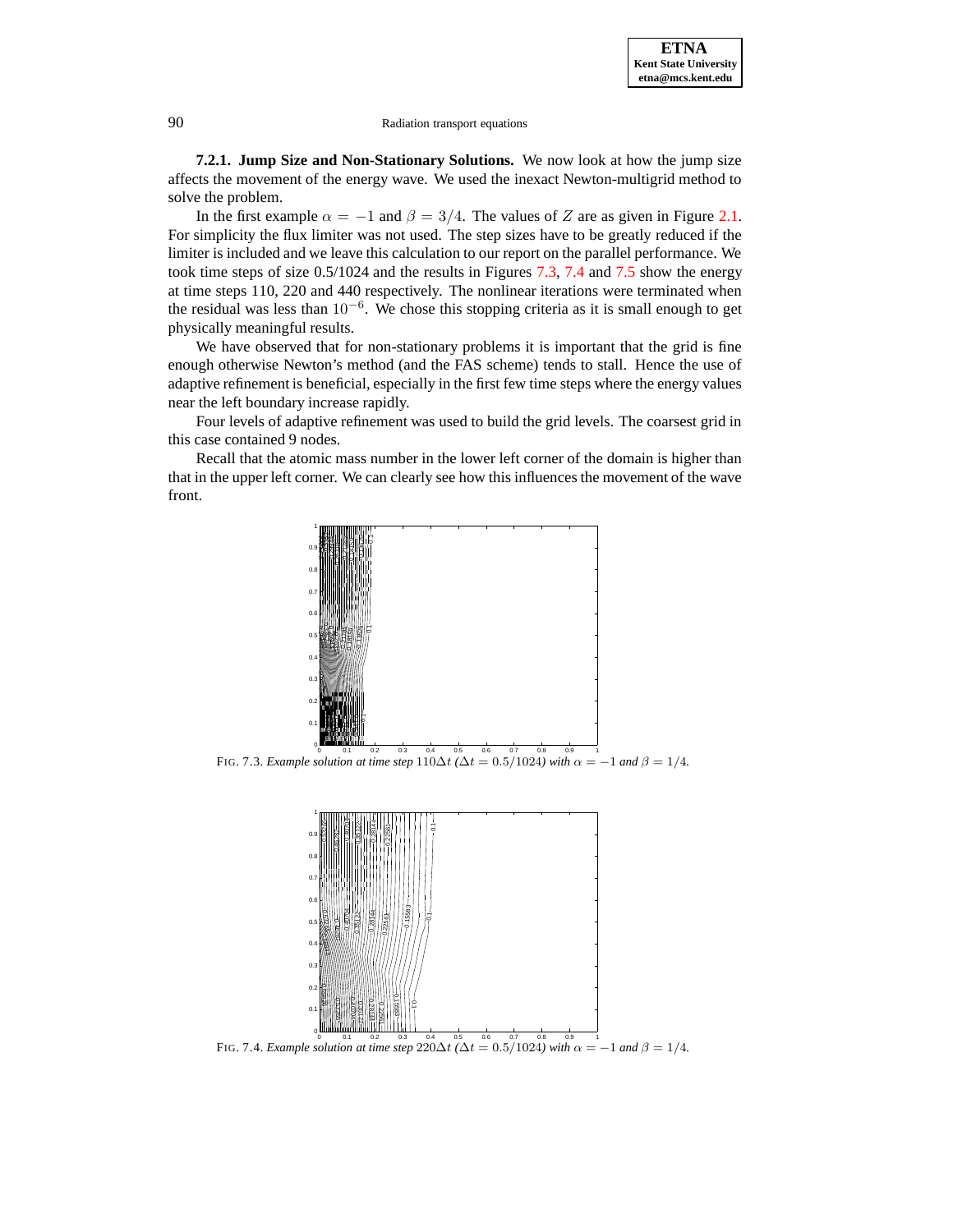**7.2.1. Jump Size and Non-Stationary Solutions.** We now look at how the jump size affects the movement of the energy wave. We used the inexact Newton-multigrid method to solve the problem.

In the first example $\alpha = -1$ and $\beta = 3/4$. The values of $Z$ are as given in Figure 2.1. For simplicity the flux limiter was not used. The step sizes have to be greatly reduced if the limiter is included and we leave this calculation to our report on the parallel performance. We took time steps of size 0.5/1024 and the results in Figures 7.3, 7.4 and 7.5 show the energy at time steps 110, 220 and 440 respectively. The nonlinear iterations were terminated when the residual was less than $10^{-6}$. We chose this stopping criteria as it is small enough to get physically meaningful results.

We have observed that for non-stationary problems it is important that the grid is fine enough otherwise Newton's method (and the FAS scheme) tends to stall. Hence the use of adaptive refinement is beneficial, especially in the first few time steps where the energy values near the left boundary increase rapidly.

Four levels of adaptive refinement was used to build the grid levels. The coarsest grid in this case contained 9 nodes.

Recall that the atomic mass number in the lower left corner of the domain is higher than that in the upper left corner. We can clearly see how this influences the movement of the wave front.

FIG. 7.3. *Example solution at time step* $110\Delta t$ *(*$\Delta t = 0.5/1024$*) with* $\alpha = -1$ *and* $\beta = 1/4$*.*

FIG. 7.4. *Example solution at time step* $220\Delta t$ *(*$\Delta t = 0.5/1024$*) with* $\alpha = -1$ *and* $\beta = 1/4$*.*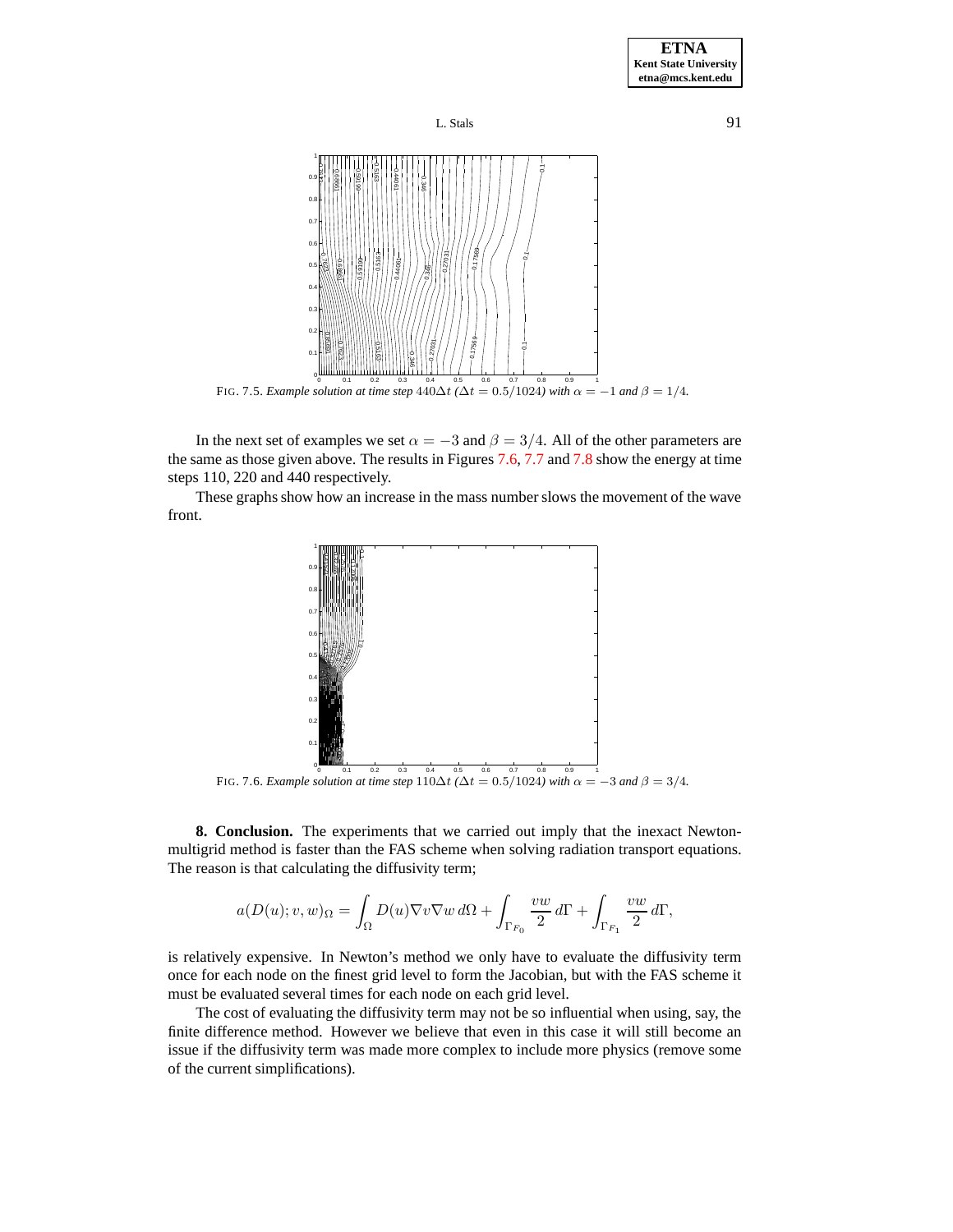FIG. 7.5. *Example solution at time step* $440\Delta t$ *(*$\Delta t = 0.5/1024$*) with* $\alpha = -1$ *and* $\beta = 1/4$.

In the next set of examples we set $\alpha = -3$ and $\beta = 3/4$. All of the other parameters are the same as those given above. The results in Figures 7.6, 7.7 and 7.8 show the energy at time steps 110, 220 and 440 respectively.

These graphs show how an increase in the mass number slows the movement of the wave front.

FIG. 7.6. *Example solution at time step* $110\Delta t$ *(*$\Delta t = 0.5/1024$*) with* $\alpha = -3$ *and* $\beta = 3/4$.

**8. Conclusion.** The experiments that we carried out imply that the inexact Newton-multigrid method is faster than the FAS scheme when solving radiation transport equations. The reason is that calculating the diffusivity term;

$$a(D(u); v, w)_\Omega = \int_\Omega D(u)\nabla v \nabla w \, d\Omega + \int_{\Gamma_{F_0}} \frac{vw}{2} \, d\Gamma + \int_{\Gamma_{F_1}} \frac{vw}{2} \, d\Gamma,$$

is relatively expensive. In Newton's method we only have to evaluate the diffusivity term once for each node on the finest grid level to form the Jacobian, but with the FAS scheme it must be evaluated several times for each node on each grid level.

The cost of evaluating the diffusivity term may not be so influential when using, say, the finite difference method. However we believe that even in this case it will still become an issue if the diffusivity term was made more complex to include more physics (remove some of the current simplifications).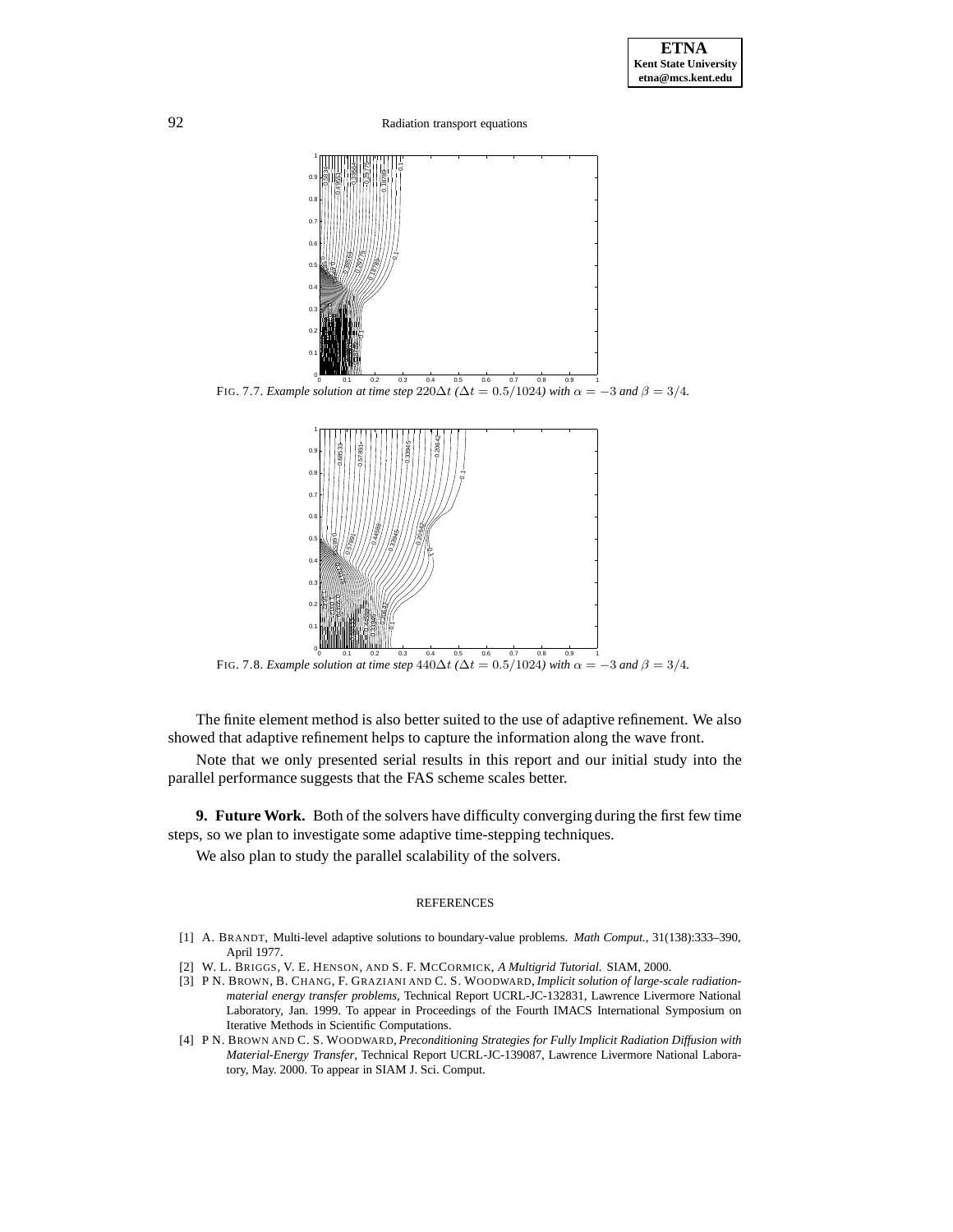FIG. 7.7. *Example solution at time step $220\Delta t$ ($\Delta t = 0.5/1024$) with $\alpha = -3$ and $\beta = 3/4$.*

FIG. 7.8. *Example solution at time step $440\Delta t$ ($\Delta t = 0.5/1024$) with $\alpha = -3$ and $\beta = 3/4$.*

The finite element method is also better suited to the use of adaptive refinement. We also showed that adaptive refinement helps to capture the information along the wave front.

Note that we only presented serial results in this report and our initial study into the parallel performance suggests that the FAS scheme scales better.

## 9. Future Work.

Both of the solvers have difficulty converging during the first few time steps, so we plan to investigate some adaptive time-stepping techniques.

We also plan to study the parallel scalability of the solvers.

## REFERENCES

[1] A. BRANDT, Multi-level adaptive solutions to boundary-value problems. *Math Comput.*, 31(138):333–390, April 1977.

[2] W. L. BRIGGS, V. E. HENSON, AND S. F. MCCORMICK, *A Multigrid Tutorial.* SIAM, 2000.

[3] P N. BROWN, B. CHANG, F. GRAZIANI AND C. S. WOODWARD, *Implicit solution of large-scale radiation-material energy transfer problems*, Technical Report UCRL-JC-132831, Lawrence Livermore National Laboratory, Jan. 1999. To appear in Proceedings of the Fourth IMACS International Symposium on Iterative Methods in Scientific Computations.

[4] P N. BROWN AND C. S. WOODWARD, *Preconditioning Strategies for Fully Implicit Radiation Diffusion with Material-Energy Transfer*, Technical Report UCRL-JC-139087, Lawrence Livermore National Laboratory, May. 2000. To appear in SIAM J. Sci. Comput.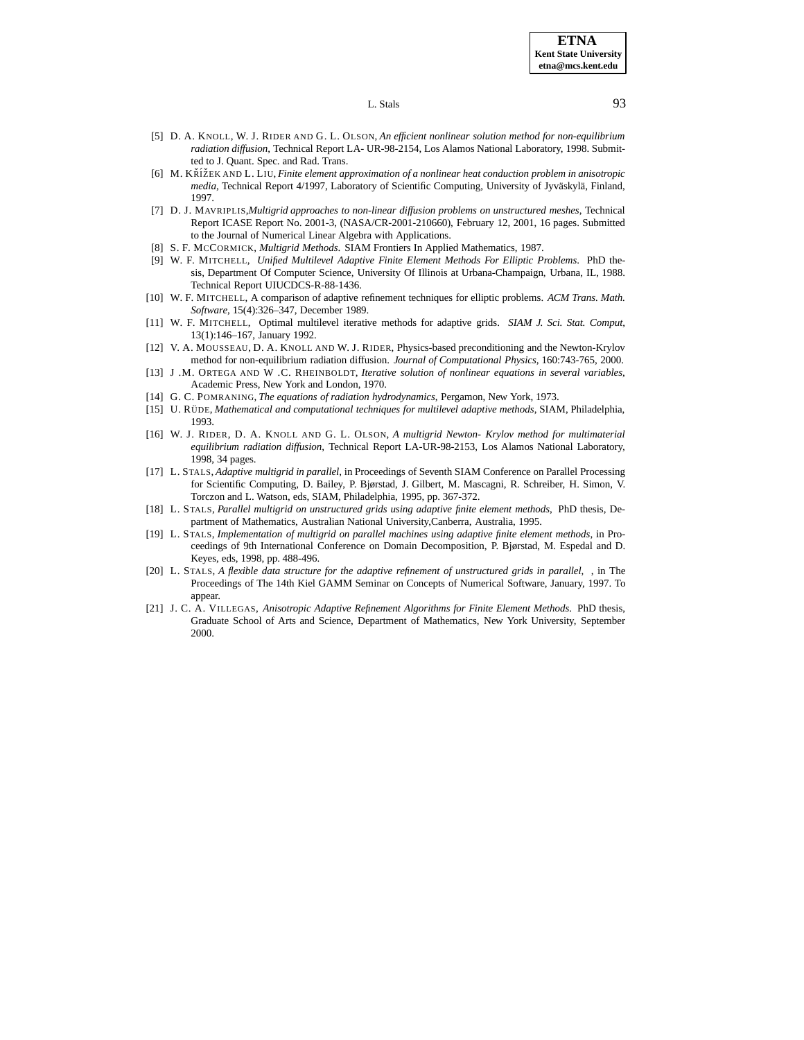[5] D. A. KNOLL, W. J. RIDER AND G. L. OLSON, *An efficient nonlinear solution method for non-equilibrium radiation diffusion*, Technical Report LA- UR-98-2154, Los Alamos National Laboratory, 1998. Submitted to J. Quant. Spec. and Rad. Trans.

[6] M. KŘÍŽEK AND L. LIU, *Finite element approximation of a nonlinear heat conduction problem in anisotropic media*, Technical Report 4/1997, Laboratory of Scientific Computing, University of Jyväskylä, Finland, 1997.

[7] D. J. MAVRIPLIS,*Multigrid approaches to non-linear diffusion problems on unstructured meshes*, Technical Report ICASE Report No. 2001-3, (NASA/CR-2001-210660), February 12, 2001, 16 pages. Submitted to the Journal of Numerical Linear Algebra with Applications.

[8] S. F. MCCORMICK, *Multigrid Methods.* SIAM Frontiers In Applied Mathematics, 1987.

[9] W. F. MITCHELL, *Unified Multilevel Adaptive Finite Element Methods For Elliptic Problems.* PhD thesis, Department Of Computer Science, University Of Illinois at Urbana-Champaign, Urbana, IL, 1988. Technical Report UIUCDCS-R-88-1436.

[10] W. F. MITCHELL, A comparison of adaptive refinement techniques for elliptic problems. *ACM Trans. Math. Software*, 15(4):326–347, December 1989.

[11] W. F. MITCHELL, Optimal multilevel iterative methods for adaptive grids. *SIAM J. Sci. Stat. Comput*, 13(1):146–167, January 1992.

[12] V. A. MOUSSEAU, D. A. KNOLL AND W. J. RIDER, Physics-based preconditioning and the Newton-Krylov method for non-equilibrium radiation diffusion. *Journal of Computational Physics*, 160:743-765, 2000.

[13] J .M. ORTEGA AND W .C. RHEINBOLDT, *Iterative solution of nonlinear equations in several variables*, Academic Press, New York and London, 1970.

[14] G. C. POMRANING, *The equations of radiation hydrodynamics*, Pergamon, New York, 1973.

[15] U. RÜDE, *Mathematical and computational techniques for multilevel adaptive methods*, SIAM, Philadelphia, 1993.

[16] W. J. RIDER, D. A. KNOLL AND G. L. OLSON, *A multigrid Newton- Krylov method for multimaterial equilibrium radiation diffusion*, Technical Report LA-UR-98-2153, Los Alamos National Laboratory, 1998, 34 pages.

[17] L. STALS, *Adaptive multigrid in parallel*, in Proceedings of Seventh SIAM Conference on Parallel Processing for Scientific Computing, D. Bailey, P. Bjørstad, J. Gilbert, M. Mascagni, R. Schreiber, H. Simon, V. Torczon and L. Watson, eds, SIAM, Philadelphia, 1995, pp. 367-372.

[18] L. STALS, *Parallel multigrid on unstructured grids using adaptive finite element methods*, PhD thesis, Department of Mathematics, Australian National University,Canberra, Australia, 1995.

[19] L. STALS, *Implementation of multigrid on parallel machines using adaptive finite element methods*, in Proceedings of 9th International Conference on Domain Decomposition, P. Bjørstad, M. Espedal and D. Keyes, eds, 1998, pp. 488-496.

[20] L. STALS, *A flexible data structure for the adaptive refinement of unstructured grids in parallel*, , in The Proceedings of The 14th Kiel GAMM Seminar on Concepts of Numerical Software, January, 1997. To appear.

[21] J. C. A. VILLEGAS, *Anisotropic Adaptive Refinement Algorithms for Finite Element Methods.* PhD thesis, Graduate School of Arts and Science, Department of Mathematics, New York University, September 2000.